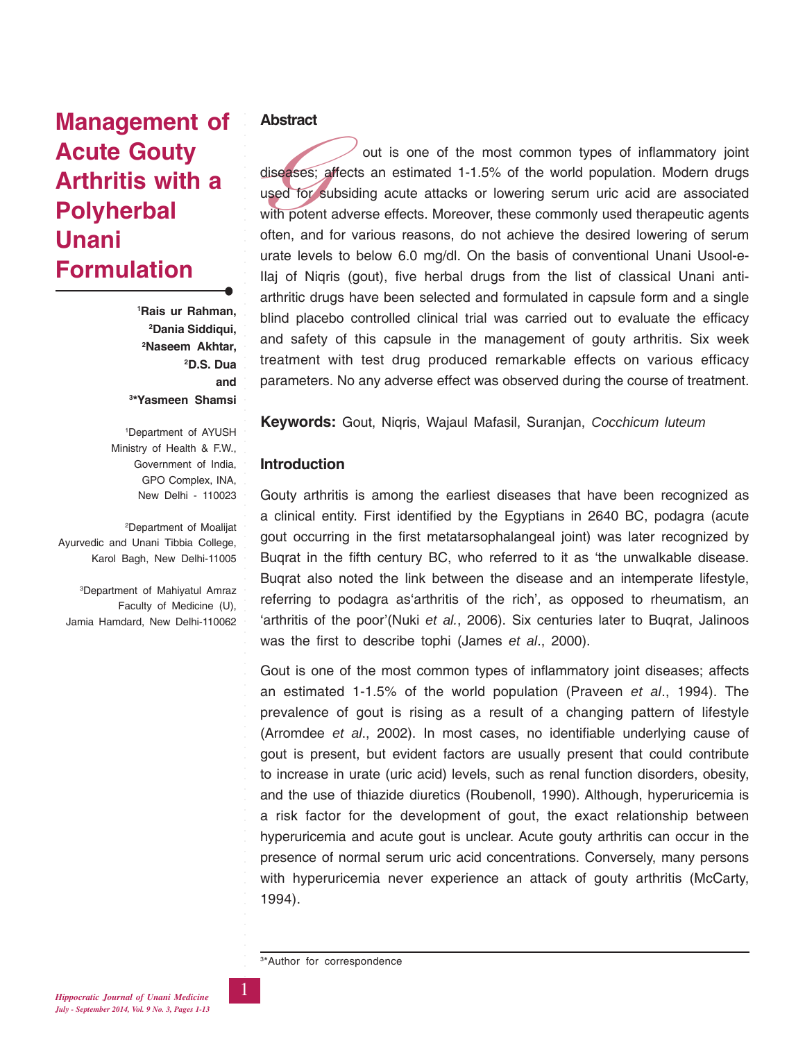# Management of Acute Gouty Arthritis with a Polyherbal Unani Formulation

**[1]Rais ur Rahman, [2]Dania Siddiqui, [2]Naseem Akhtar, [2]D.S. Dua and [3]*Yasmeen Shamsi**

[1]Department of AYUSH Ministry of Health & F.W., Government of India, GPO Complex, INA, New Delhi - 110023

[2]Department of Moalijat Ayurvedic and Unani Tibbia College, Karol Bagh, New Delhi-11005

[3]Department of Mahiyatul Amraz Faculty of Medicine (U), Jamia Hamdard, New Delhi-110062

## Abstract

Gout is one of the most common types of inflammatory joint diseases; affects an estimated 1-1.5% of the world population. Modern drugs used for subsiding acute attacks or lowering serum uric acid are associated with potent adverse effects. Moreover, these commonly used therapeutic agents often, and for various reasons, do not achieve the desired lowering of serum urate levels to below 6.0 mg/dl. On the basis of conventional Unani Usool-e-Ilaj of Niqris (gout), five herbal drugs from the list of classical Unani anti-arthritic drugs have been selected and formulated in capsule form and a single blind placebo controlled clinical trial was carried out to evaluate the efficacy and safety of this capsule in the management of gouty arthritis. Six week treatment with test drug produced remarkable effects on various efficacy parameters. No any adverse effect was observed during the course of treatment.

**Keywords:** Gout, Niqris, Wajaul Mafasil, Suranjan, *Cocchicum luteum*

## Introduction

Gouty arthritis is among the earliest diseases that have been recognized as a clinical entity. First identified by the Egyptians in 2640 BC, podagra (acute gout occurring in the first metatarsophalangeal joint) was later recognized by Buqrat in the fifth century BC, who referred to it as 'the unwalkable disease. Buqrat also noted the link between the disease and an intemperate lifestyle, referring to podagra as'arthritis of the rich', as opposed to rheumatism, an 'arthritis of the poor'(Nuki *et al.*, 2006). Six centuries later to Buqrat, Jalinoos was the first to describe tophi (James *et al*., 2000).

Gout is one of the most common types of inflammatory joint diseases; affects an estimated 1-1.5% of the world population (Praveen *et al*., 1994). The prevalence of gout is rising as a result of a changing pattern of lifestyle (Arromdee *et al*., 2002). In most cases, no identifiable underlying cause of gout is present, but evident factors are usually present that could contribute to increase in urate (uric acid) levels, such as renal function disorders, obesity, and the use of thiazide diuretics (Roubenoll, 1990). Although, hyperuricemia is a risk factor for the development of gout, the exact relationship between hyperuricemia and acute gout is unclear. Acute gouty arthritis can occur in the presence of normal serum uric acid concentrations. Conversely, many persons with hyperuricemia never experience an attack of gouty arthritis (McCarty, 1994).

[3]*Author for correspondence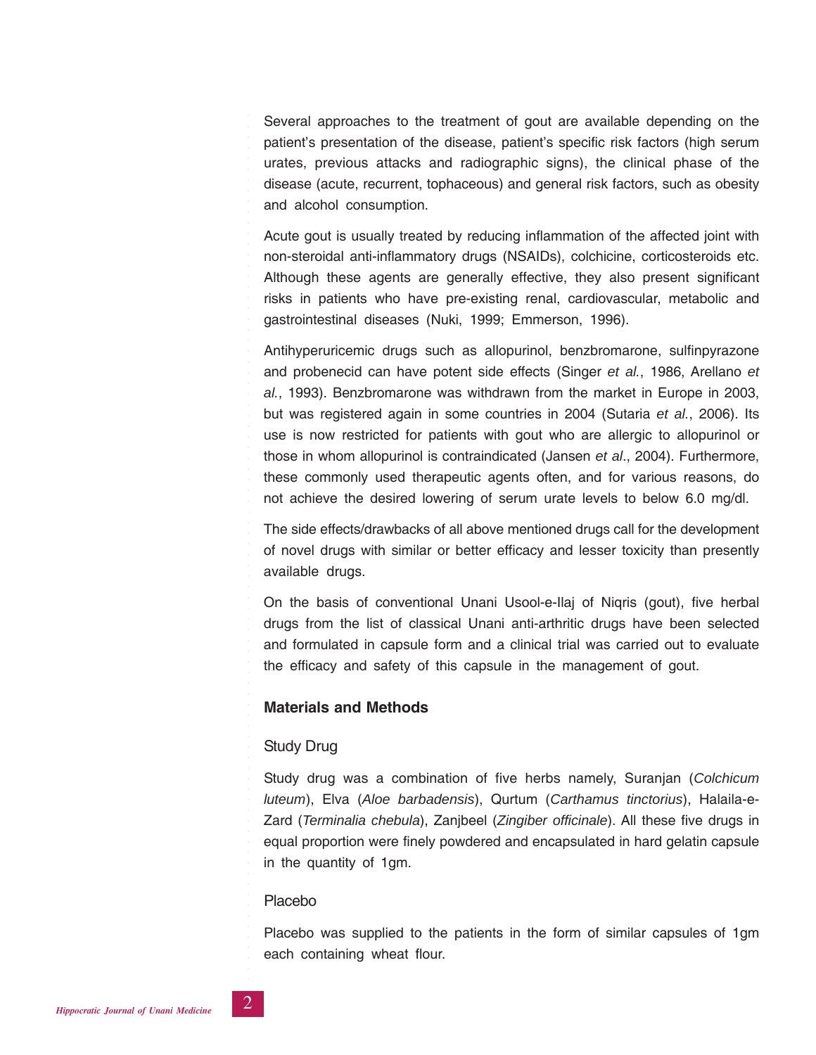Several approaches to the treatment of gout are available depending on the patient's presentation of the disease, patient's specific risk factors (high serum urates, previous attacks and radiographic signs), the clinical phase of the disease (acute, recurrent, tophaceous) and general risk factors, such as obesity and alcohol consumption.

Acute gout is usually treated by reducing inflammation of the affected joint with non-steroidal anti-inflammatory drugs (NSAIDs), colchicine, corticosteroids etc. Although these agents are generally effective, they also present significant risks in patients who have pre-existing renal, cardiovascular, metabolic and gastrointestinal diseases (Nuki, 1999; Emmerson, 1996).

Antihyperuricemic drugs such as allopurinol, benzbromarone, sulfinpyrazone and probenecid can have potent side effects (Singer *et al.*, 1986, Arellano *et al.*, 1993). Benzbromarone was withdrawn from the market in Europe in 2003, but was registered again in some countries in 2004 (Sutaria *et al.*, 2006). Its use is now restricted for patients with gout who are allergic to allopurinol or those in whom allopurinol is contraindicated (Jansen *et al*., 2004). Furthermore, these commonly used therapeutic agents often, and for various reasons, do not achieve the desired lowering of serum urate levels to below 6.0 mg/dl.

The side effects/drawbacks of all above mentioned drugs call for the development of novel drugs with similar or better efficacy and lesser toxicity than presently available drugs.

On the basis of conventional Unani Usool-e-Ilaj of Niqris (gout), five herbal drugs from the list of classical Unani anti-arthritic drugs have been selected and formulated in capsule form and a clinical trial was carried out to evaluate the efficacy and safety of this capsule in the management of gout.

## Materials and Methods

### Study Drug

Study drug was a combination of five herbs namely, Suranjan (*Colchicum luteum*), Elva (*Aloe barbadensis*), Qurtum (*Carthamus tinctorius*), Halaila-e-Zard (*Terminalia chebula*), Zanjbeel (*Zingiber officinale*). All these five drugs in equal proportion were finely powdered and encapsulated in hard gelatin capsule in the quantity of 1gm.

### Placebo

Placebo was supplied to the patients in the form of similar capsules of 1gm each containing wheat flour.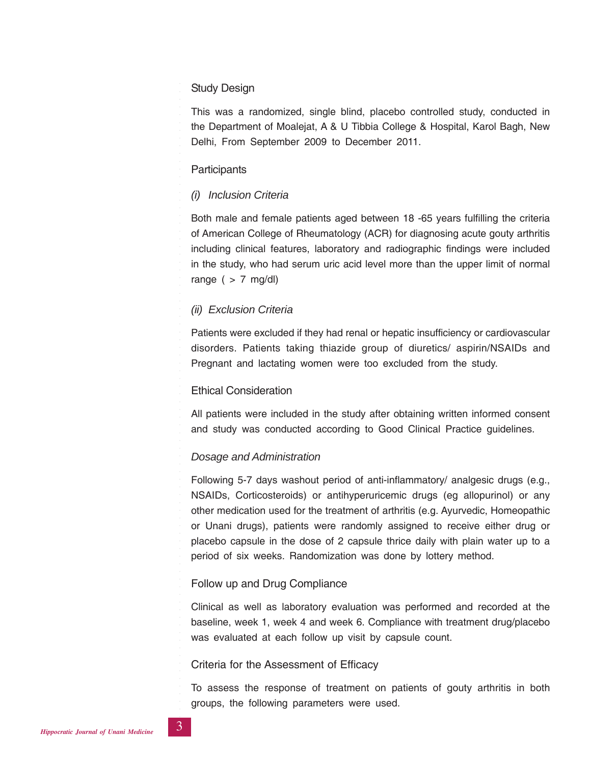## Study Design

This was a randomized, single blind, placebo controlled study, conducted in the Department of Moalejat, A & U Tibbia College & Hospital, Karol Bagh, New Delhi, From September 2009 to December 2011.

## Participants

### *(i) Inclusion Criteria*

Both male and female patients aged between 18 -65 years fulfilling the criteria of American College of Rheumatology (ACR) for diagnosing acute gouty arthritis including clinical features, laboratory and radiographic findings were included in the study, who had serum uric acid level more than the upper limit of normal range ( > 7 mg/dl)

### *(ii) Exclusion Criteria*

Patients were excluded if they had renal or hepatic insufficiency or cardiovascular disorders. Patients taking thiazide group of diuretics/ aspirin/NSAIDs and Pregnant and lactating women were too excluded from the study.

## Ethical Consideration

All patients were included in the study after obtaining written informed consent and study was conducted according to Good Clinical Practice guidelines.

### *Dosage and Administration*

Following 5-7 days washout period of anti-inflammatory/ analgesic drugs (e.g., NSAIDs, Corticosteroids) or antihyperuricemic drugs (eg allopurinol) or any other medication used for the treatment of arthritis (e.g. Ayurvedic, Homeopathic or Unani drugs), patients were randomly assigned to receive either drug or placebo capsule in the dose of 2 capsule thrice daily with plain water up to a period of six weeks. Randomization was done by lottery method.

## Follow up and Drug Compliance

Clinical as well as laboratory evaluation was performed and recorded at the baseline, week 1, week 4 and week 6. Compliance with treatment drug/placebo was evaluated at each follow up visit by capsule count.

## Criteria for the Assessment of Efficacy

To assess the response of treatment on patients of gouty arthritis in both groups, the following parameters were used.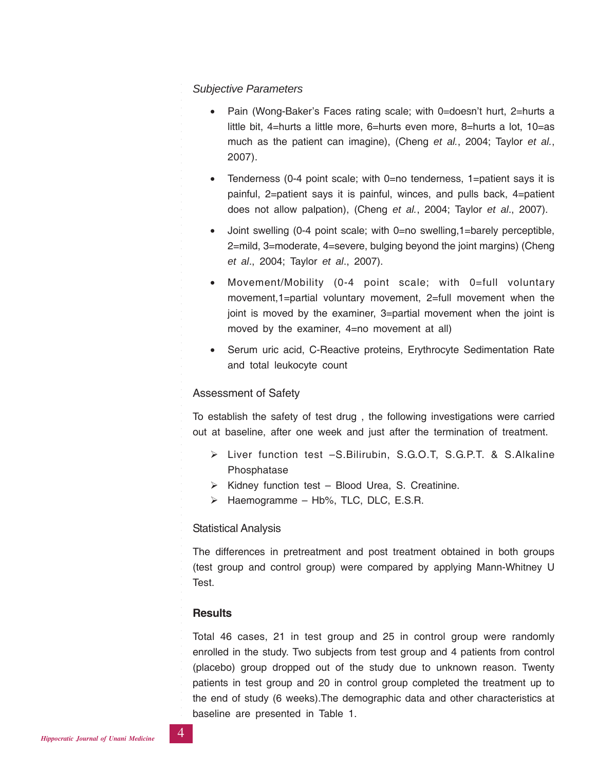*Subjective Parameters*

- Pain (Wong-Baker's Faces rating scale; with 0=doesn't hurt, 2=hurts a little bit, 4=hurts a little more, 6=hurts even more, 8=hurts a lot, 10=as much as the patient can imagine), (Cheng *et al.*, 2004; Taylor *et al.*, 2007).
- Tenderness (0-4 point scale; with 0=no tenderness, 1=patient says it is painful, 2=patient says it is painful, winces, and pulls back, 4=patient does not allow palpation), (Cheng *et al.*, 2004; Taylor *et al*., 2007).
- Joint swelling (0-4 point scale; with 0=no swelling,1=barely perceptible, 2=mild, 3=moderate, 4=severe, bulging beyond the joint margins) (Cheng *et al*., 2004; Taylor *et al*., 2007).
- Movement/Mobility (0-4 point scale; with 0=full voluntary movement,1=partial voluntary movement, 2=full movement when the joint is moved by the examiner, 3=partial movement when the joint is moved by the examiner, 4=no movement at all)
- Serum uric acid, C-Reactive proteins, Erythrocyte Sedimentation Rate and total leukocyte count

## Assessment of Safety

To establish the safety of test drug , the following investigations were carried out at baseline, after one week and just after the termination of treatment.

- Liver function test –S.Bilirubin, S.G.O.T, S.G.P.T. & S.Alkaline Phosphatase
- Kidney function test – Blood Urea, S. Creatinine.
- Haemogramme – Hb%, TLC, DLC, E.S.R.

## Statistical Analysis

The differences in pretreatment and post treatment obtained in both groups (test group and control group) were compared by applying Mann-Whitney U Test.

## Results

Total 46 cases, 21 in test group and 25 in control group were randomly enrolled in the study. Two subjects from test group and 4 patients from control (placebo) group dropped out of the study due to unknown reason. Twenty patients in test group and 20 in control group completed the treatment up to the end of study (6 weeks).The demographic data and other characteristics at baseline are presented in Table 1.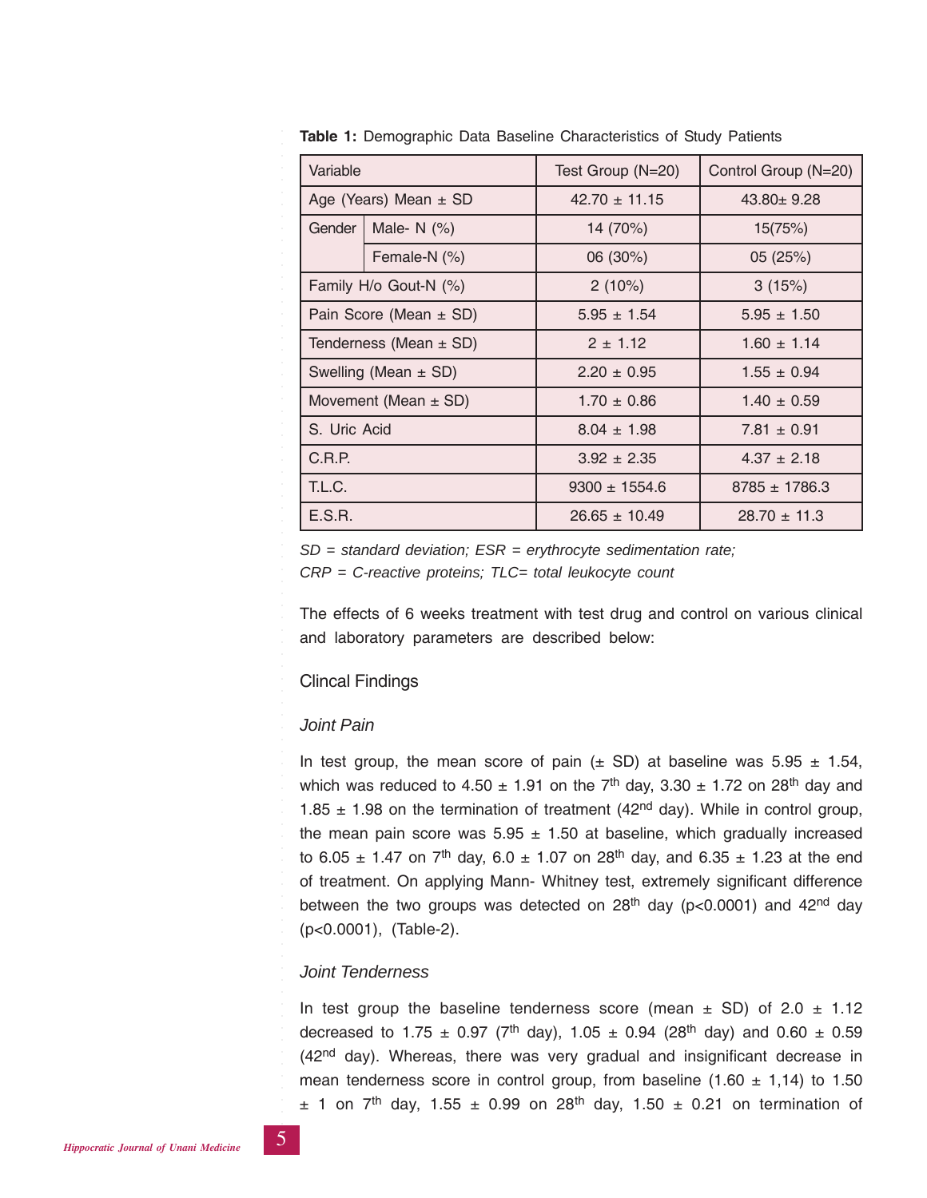**Table 1:** Demographic Data Baseline Characteristics of Study Patients

| Variable | | Test Group (N=20) | Control Group (N=20) |
|---|---|---|---|
| Age (Years) Mean ± SD | | 42.70 ± 11.15 | 43.80± 9.28 |
| Gender | Male- N (%) | 14 (70%) | 15(75%) |
| | Female-N (%) | 06 (30%) | 05 (25%) |
| Family H/o Gout-N (%) | | 2 (10%) | 3 (15%) |
| Pain Score (Mean ± SD) | | 5.95 ± 1.54 | 5.95 ± 1.50 |
| Tenderness (Mean ± SD) | | 2 ± 1.12 | 1.60 ± 1.14 |
| Swelling (Mean ± SD) | | 2.20 ± 0.95 | 1.55 ± 0.94 |
| Movement (Mean ± SD) | | 1.70 ± 0.86 | 1.40 ± 0.59 |
| S. Uric Acid | | 8.04 ± 1.98 | 7.81 ± 0.91 |
| C.R.P. | | 3.92 ± 2.35 | 4.37 ± 2.18 |
| T.L.C. | | 9300 ± 1554.6 | 8785 ± 1786.3 |
| E.S.R. | | 26.65 ± 10.49 | 28.70 ± 11.3 |

*SD = standard deviation; ESR = erythrocyte sedimentation rate; CRP = C-reactive proteins; TLC= total leukocyte count*

The effects of 6 weeks treatment with test drug and control on various clinical and laboratory parameters are described below:

## Clincal Findings

### *Joint Pain*

In test group, the mean score of pain (± SD) at baseline was 5.95 ± 1.54, which was reduced to 4.50 ± 1.91 on the 7$^{th}$ day, 3.30 ± 1.72 on 28$^{th}$ day and 1.85 ± 1.98 on the termination of treatment (42$^{nd}$ day). While in control group, the mean pain score was 5.95 ± 1.50 at baseline, which gradually increased to 6.05 ± 1.47 on 7$^{th}$ day, 6.0 ± 1.07 on 28$^{th}$ day, and 6.35 ± 1.23 at the end of treatment. On applying Mann- Whitney test, extremely significant difference between the two groups was detected on 28$^{th}$ day ($p<0.0001$) and 42$^{nd}$ day ($p<0.0001$), (Table-2).

### *Joint Tenderness*

In test group the baseline tenderness score (mean ± SD) of 2.0 ± 1.12 decreased to 1.75 ± 0.97 (7$^{th}$ day), 1.05 ± 0.94 (28$^{th}$ day) and 0.60 ± 0.59 (42$^{nd}$ day). Whereas, there was very gradual and insignificant decrease in mean tenderness score in control group, from baseline (1.60 ± 1,14) to 1.50 ± 1 on 7$^{th}$ day, 1.55 ± 0.99 on 28$^{th}$ day, 1.50 ± 0.21 on termination of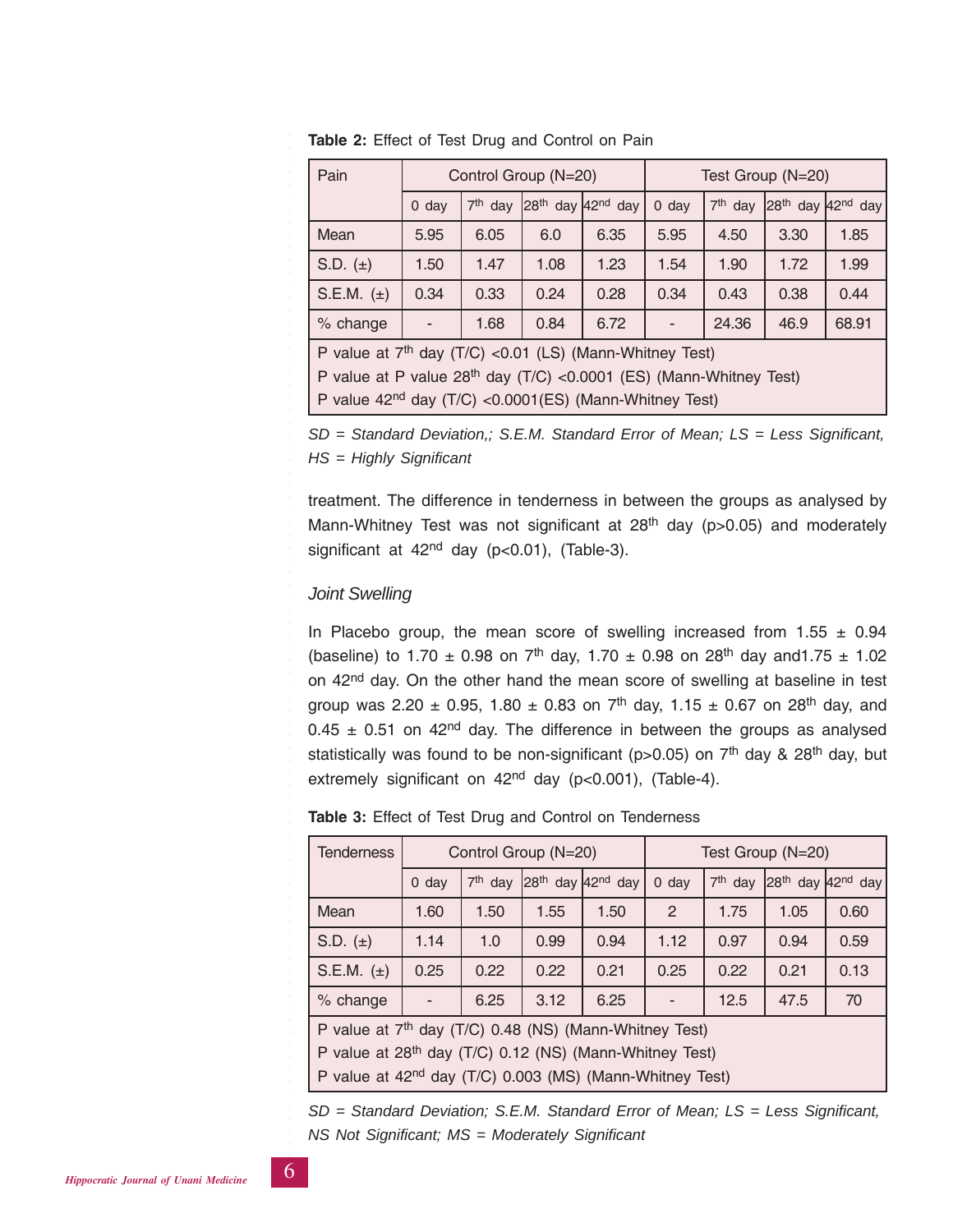**Table 2:** Effect of Test Drug and Control on Pain

| Pain | Control Group (N=20) | | | | Test Group (N=20) | | | |
|---|---|---|---|---|---|---|---|---|
| | 0 day | 7th day | 28th day | 42nd day | 0 day | 7th day | 28th day | 42nd day |
| Mean | 5.95 | 6.05 | 6.0 | 6.35 | 5.95 | 4.50 | 3.30 | 1.85 |
| S.D. (±) | 1.50 | 1.47 | 1.08 | 1.23 | 1.54 | 1.90 | 1.72 | 1.99 |
| S.E.M. (±) | 0.34 | 0.33 | 0.24 | 0.28 | 0.34 | 0.43 | 0.38 | 0.44 |
| % change | - | 1.68 | 0.84 | 6.72 | - | 24.36 | 46.9 | 68.91 |
| P value at 7th day (T/C) <0.01 (LS) (Mann-Whitney Test)<br>P value at P value 28th day (T/C) <0.0001 (ES) (Mann-Whitney Test)<br>P value 42nd day (T/C) <0.0001(ES) (Mann-Whitney Test) | | | | | | | | |

*SD = Standard Deviation,; S.E.M. Standard Error of Mean; LS = Less Significant, HS = Highly Significant*

treatment. The difference in tenderness in between the groups as analysed by Mann-Whitney Test was not significant at 28th day ($p>0.05$) and moderately significant at 42nd day ($p<0.01$), (Table-3).

### *Joint Swelling*

In Placebo group, the mean score of swelling increased from 1.55 ± 0.94 (baseline) to 1.70 ± 0.98 on 7th day, 1.70 ± 0.98 on 28th day and1.75 ± 1.02 on 42nd day. On the other hand the mean score of swelling at baseline in test group was 2.20 ± 0.95, 1.80 ± 0.83 on 7th day, 1.15 ± 0.67 on 28th day, and 0.45 ± 0.51 on 42nd day. The difference in between the groups as analysed statistically was found to be non-significant ($p>0.05$) on 7th day & 28th day, but extremely significant on 42nd day ($p<0.001$), (Table-4).

**Table 3:** Effect of Test Drug and Control on Tenderness

| Tenderness | Control Group (N=20) | | | | Test Group (N=20) | | | |
|---|---|---|---|---|---|---|---|---|
| | 0 day | 7th day | 28th day | 42nd day | 0 day | 7th day | 28th day | 42nd day |
| Mean | 1.60 | 1.50 | 1.55 | 1.50 | 2 | 1.75 | 1.05 | 0.60 |
| S.D. (±) | 1.14 | 1.0 | 0.99 | 0.94 | 1.12 | 0.97 | 0.94 | 0.59 |
| S.E.M. (±) | 0.25 | 0.22 | 0.22 | 0.21 | 0.25 | 0.22 | 0.21 | 0.13 |
| % change | - | 6.25 | 3.12 | 6.25 | - | 12.5 | 47.5 | 70 |
| P value at 7th day (T/C) 0.48 (NS) (Mann-Whitney Test)<br>P value at 28th day (T/C) 0.12 (NS) (Mann-Whitney Test)<br>P value at 42nd day (T/C) 0.003 (MS) (Mann-Whitney Test) | | | | | | | | |

*SD = Standard Deviation; S.E.M. Standard Error of Mean; LS = Less Significant, NS Not Significant; MS = Moderately Significant*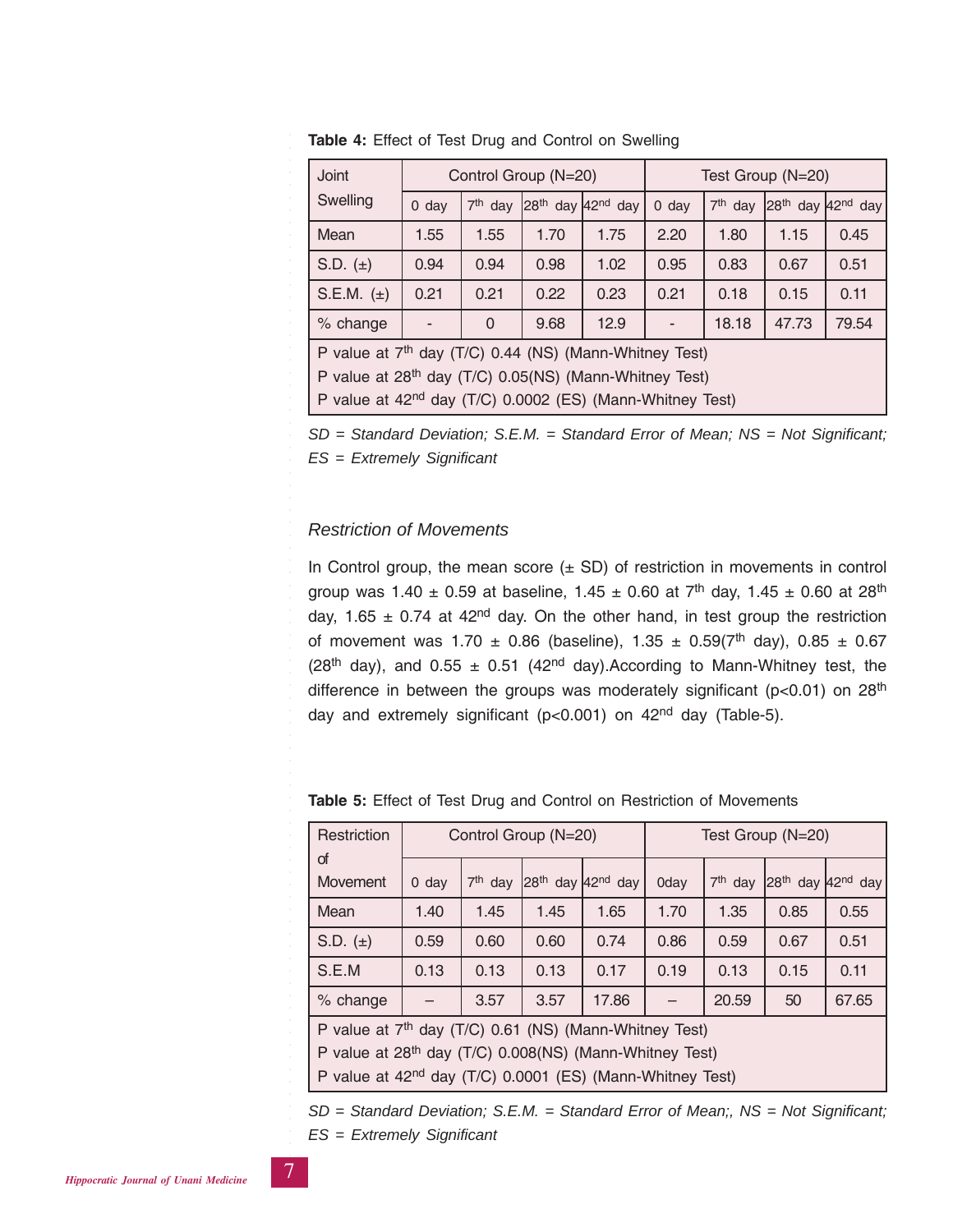**Table 4:** Effect of Test Drug and Control on Swelling

| Joint Swelling | Control Group (N=20) | | | | Test Group (N=20) | | | |
|---|---|---|---|---|---|---|---|---|
| | 0 day | 7th day | 28th day | 42nd day | 0 day | 7th day | 28th day | 42nd day |
| Mean | 1.55 | 1.55 | 1.70 | 1.75 | 2.20 | 1.80 | 1.15 | 0.45 |
| S.D. (±) | 0.94 | 0.94 | 0.98 | 1.02 | 0.95 | 0.83 | 0.67 | 0.51 |
| S.E.M. (±) | 0.21 | 0.21 | 0.22 | 0.23 | 0.21 | 0.18 | 0.15 | 0.11 |
| % change | - | 0 | 9.68 | 12.9 | - | 18.18 | 47.73 | 79.54 |

P value at 7th day (T/C) 0.44 (NS) (Mann-Whitney Test)
P value at 28th day (T/C) 0.05(NS) (Mann-Whitney Test)
P value at 42nd day (T/C) 0.0002 (ES) (Mann-Whitney Test)

*SD = Standard Deviation; S.E.M. = Standard Error of Mean; NS = Not Significant; ES = Extremely Significant*

### *Restriction of Movements*

In Control group, the mean score (± SD) of restriction in movements in control group was 1.40 ± 0.59 at baseline, 1.45 ± 0.60 at 7th day, 1.45 ± 0.60 at 28th day, 1.65 ± 0.74 at 42nd day. On the other hand, in test group the restriction of movement was 1.70 ± 0.86 (baseline), 1.35 ± 0.59(7th day), 0.85 ± 0.67 (28th day), and 0.55 ± 0.51 (42nd day).According to Mann-Whitney test, the difference in between the groups was moderately significant ($p<0.01$) on 28th day and extremely significant ($p<0.001$) on 42nd day (Table-5).

**Table 5:** Effect of Test Drug and Control on Restriction of Movements

| Restriction of Movement | Control Group (N=20) | | | | Test Group (N=20) | | | |
|---|---|---|---|---|---|---|---|---|
| | 0 day | 7th day | 28th day | 42nd day | 0day | 7th day | 28th day | 42nd day |
| Mean | 1.40 | 1.45 | 1.45 | 1.65 | 1.70 | 1.35 | 0.85 | 0.55 |
| S.D. (±) | 0.59 | 0.60 | 0.60 | 0.74 | 0.86 | 0.59 | 0.67 | 0.51 |
| S.E.M | 0.13 | 0.13 | 0.13 | 0.17 | 0.19 | 0.13 | 0.15 | 0.11 |
| % change | – | 3.57 | 3.57 | 17.86 | – | 20.59 | 50 | 67.65 |

P value at 7th day (T/C) 0.61 (NS) (Mann-Whitney Test)
P value at 28th day (T/C) 0.008(NS) (Mann-Whitney Test)
P value at 42nd day (T/C) 0.0001 (ES) (Mann-Whitney Test)

*SD = Standard Deviation; S.E.M. = Standard Error of Mean;, NS = Not Significant; ES = Extremely Significant*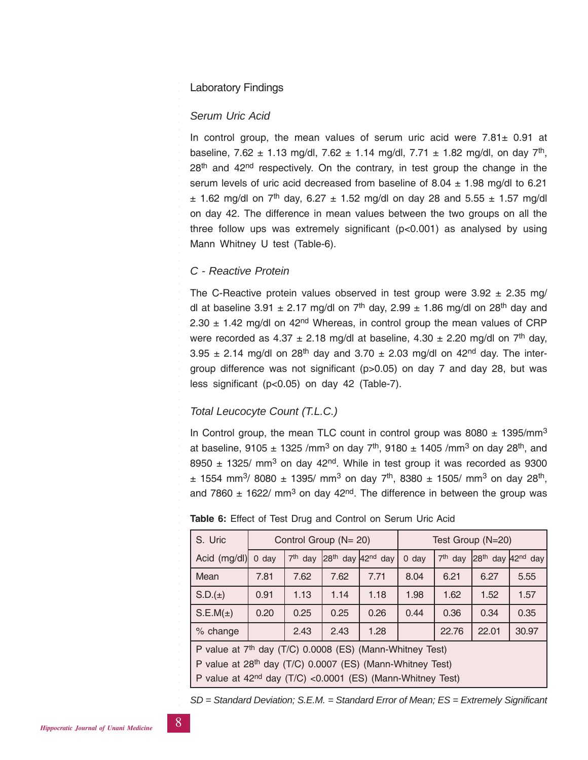## Laboratory Findings

### *Serum Uric Acid*

In control group, the mean values of serum uric acid were 7.81± 0.91 at baseline, 7.62 ± 1.13 mg/dl, 7.62 ± 1.14 mg/dl, 7.71 ± 1.82 mg/dl, on day 7th, 28th and 42nd respectively. On the contrary, in test group the change in the serum levels of uric acid decreased from baseline of 8.04 ± 1.98 mg/dl to 6.21 ± 1.62 mg/dl on 7th day, 6.27 ± 1.52 mg/dl on day 28 and 5.55 ± 1.57 mg/dl on day 42. The difference in mean values between the two groups on all the three follow ups was extremely significant ($p<0.001$) as analysed by using Mann Whitney U test (Table-6).

### *C - Reactive Protein*

The C-Reactive protein values observed in test group were 3.92 ± 2.35 mg/dl at baseline 3.91 ± 2.17 mg/dl on 7th day, 2.99 ± 1.86 mg/dl on 28th day and 2.30 ± 1.42 mg/dl on 42nd Whereas, in control group the mean values of CRP were recorded as 4.37 ± 2.18 mg/dl at baseline, 4.30 ± 2.20 mg/dl on 7th day, 3.95 ± 2.14 mg/dl on 28th day and 3.70 ± 2.03 mg/dl on 42nd day. The inter-group difference was not significant ($p>0.05$) on day 7 and day 28, but was less significant ($p<0.05$) on day 42 (Table-7).

### *Total Leucocyte Count (T.L.C.)*

In Control group, the mean TLC count in control group was 8080 ± 1395/mm$^3$ at baseline, 9105 ± 1325 /mm$^3$ on day 7th, 9180 ± 1405 /mm$^3$ on day 28th, and 8950 ± 1325/ mm$^3$ on day 42nd. While in test group it was recorded as 9300 ± 1554 mm$^3$/ 8080 ± 1395/ mm$^3$ on day 7th, 8380 ± 1505/ mm$^3$ on day 28th, and 7860 ± 1622/ mm$^3$ on day 42nd. The difference in between the group was

**Table 6:** Effect of Test Drug and Control on Serum Uric Acid

| S. Uric Acid (mg/dl) | Control Group (N= 20) | | | | Test Group (N=20) | | | |
|---|---|---|---|---|---|---|---|---|
| | 0 day | 7th day | 28th day | 42nd day | 0 day | 7th day | 28th day | 42nd day |
| Mean | 7.81 | 7.62 | 7.62 | 7.71 | 8.04 | 6.21 | 6.27 | 5.55 |
| S.D.(±) | 0.91 | 1.13 | 1.14 | 1.18 | 1.98 | 1.62 | 1.52 | 1.57 |
| S.E.M(±) | 0.20 | 0.25 | 0.25 | 0.26 | 0.44 | 0.36 | 0.34 | 0.35 |
| % change | | 2.43 | 2.43 | 1.28 | | 22.76 | 22.01 | 30.97 |

P value at 7th day (T/C) 0.0008 (ES) (Mann-Whitney Test)
P value at 28th day (T/C) 0.0007 (ES) (Mann-Whitney Test)
P value at 42nd day (T/C) <0.0001 (ES) (Mann-Whitney Test)

*SD = Standard Deviation; S.E.M. = Standard Error of Mean; ES = Extremely Significant*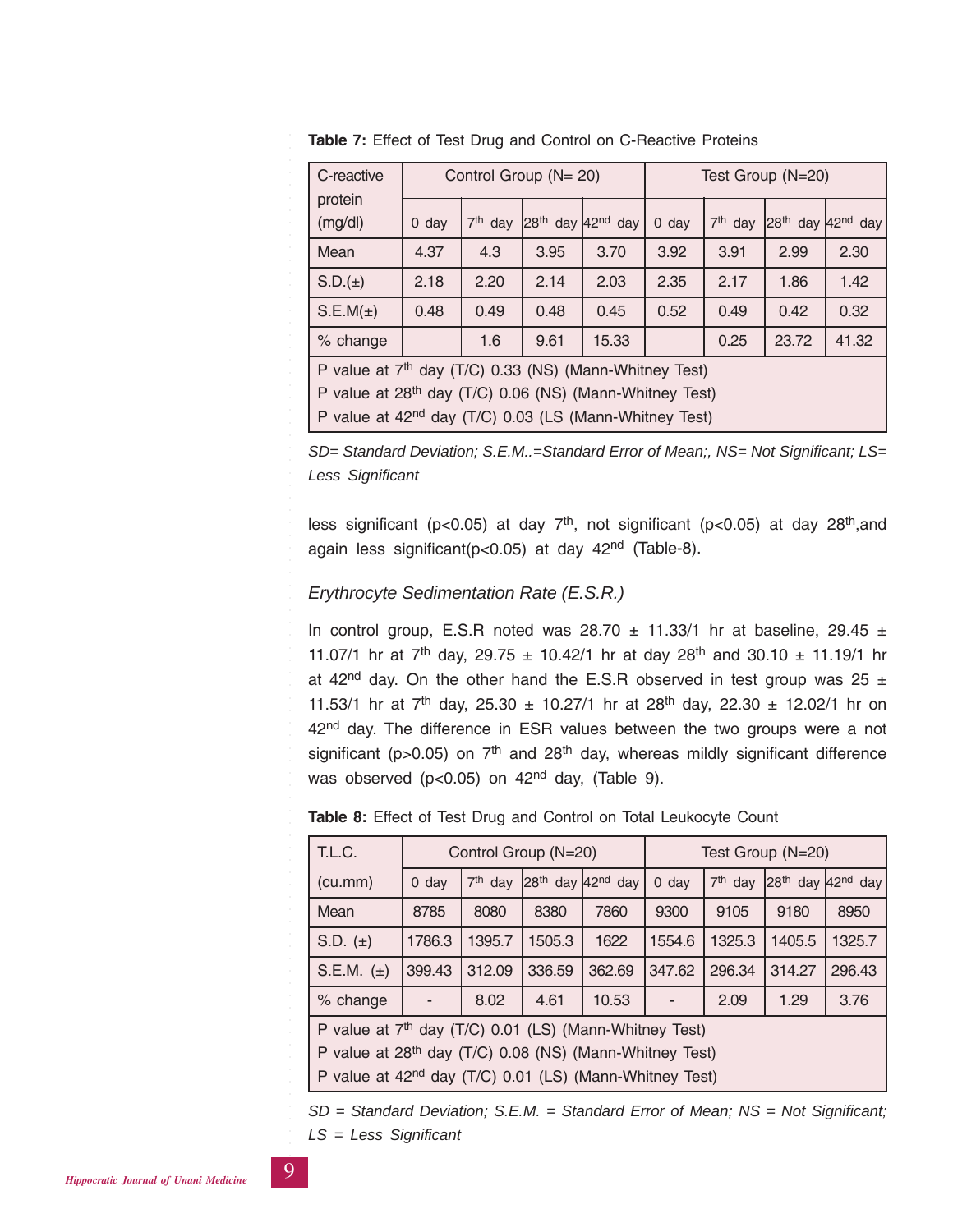**Table 7:** Effect of Test Drug and Control on C-Reactive Proteins

| C-reactive protein (mg/dl) | Control Group (N= 20) | | | | Test Group (N=20) | | | |
|---|---|---|---|---|---|---|---|---|
| | 0 day | 7th day | 28th day | 42nd day | 0 day | 7th day | 28th day | 42nd day |
| Mean | 4.37 | 4.3 | 3.95 | 3.70 | 3.92 | 3.91 | 2.99 | 2.30 |
| S.D.(±) | 2.18 | 2.20 | 2.14 | 2.03 | 2.35 | 2.17 | 1.86 | 1.42 |
| S.E.M(±) | 0.48 | 0.49 | 0.48 | 0.45 | 0.52 | 0.49 | 0.42 | 0.32 |
| % change | | 1.6 | 9.61 | 15.33 | | 0.25 | 23.72 | 41.32 |
| P value at 7th day (T/C) 0.33 (NS) (Mann-Whitney Test) | | | | | | | | |
| P value at 28th day (T/C) 0.06 (NS) (Mann-Whitney Test) | | | | | | | | |
| P value at 42nd day (T/C) 0.03 (LS (Mann-Whitney Test) | | | | | | | | |

*SD= Standard Deviation; S.E.M..=Standard Error of Mean;, NS= Not Significant; LS= Less Significant*

less significant ($p<0.05$) at day 7th, not significant ($p<0.05$) at day 28th,and again less significant($p<0.05$) at day 42nd (Table-8).

### *Erythrocyte Sedimentation Rate (E.S.R.)*

In control group, E.S.R noted was 28.70 ± 11.33/1 hr at baseline, 29.45 ± 11.07/1 hr at 7th day, 29.75 ± 10.42/1 hr at day 28th and 30.10 ± 11.19/1 hr at 42nd day. On the other hand the E.S.R observed in test group was 25 ± 11.53/1 hr at 7th day, 25.30 ± 10.27/1 hr at 28th day, 22.30 ± 12.02/1 hr on 42nd day. The difference in ESR values between the two groups were a not significant ($p>0.05$) on 7th and 28th day, whereas mildly significant difference was observed ($p<0.05$) on 42nd day, (Table 9).

**Table 8:** Effect of Test Drug and Control on Total Leukocyte Count

| T.L.C. (cu.mm) | Control Group (N=20) | | | | Test Group (N=20) | | | |
|---|---|---|---|---|---|---|---|---|
| | 0 day | 7th day | 28th day | 42nd day | 0 day | 7th day | 28th day | 42nd day |
| Mean | 8785 | 8080 | 8380 | 7860 | 9300 | 9105 | 9180 | 8950 |
| S.D. (±) | 1786.3 | 1395.7 | 1505.3 | 1622 | 1554.6 | 1325.3 | 1405.5 | 1325.7 |
| S.E.M. (±) | 399.43 | 312.09 | 336.59 | 362.69 | 347.62 | 296.34 | 314.27 | 296.43 |
| % change | - | 8.02 | 4.61 | 10.53 | - | 2.09 | 1.29 | 3.76 |
| P value at 7th day (T/C) 0.01 (LS) (Mann-Whitney Test) | | | | | | | | |
| P value at 28th day (T/C) 0.08 (NS) (Mann-Whitney Test) | | | | | | | | |
| P value at 42nd day (T/C) 0.01 (LS) (Mann-Whitney Test) | | | | | | | | |

*SD = Standard Deviation; S.E.M. = Standard Error of Mean; NS = Not Significant; LS = Less Significant*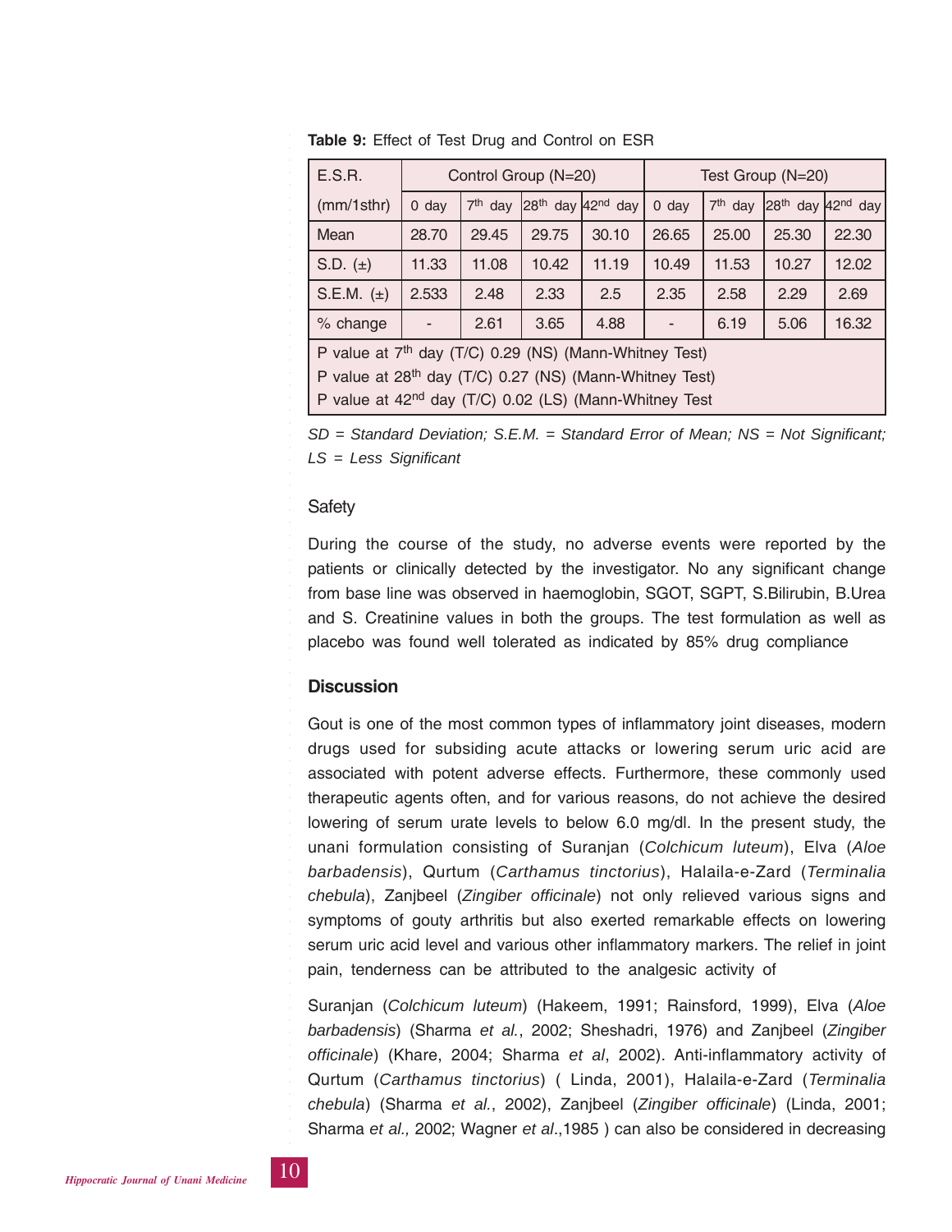**Table 9:** Effect of Test Drug and Control on ESR

| E.S.R. | Control Group (N=20) | | | | Test Group (N=20) | | | |
|---|---|---|---|---|---|---|---|---|
| (mm/1sthr) | 0 day | 7th day | 28th day | 42nd day | 0 day | 7th day | 28th day | 42nd day |
| Mean | 28.70 | 29.45 | 29.75 | 30.10 | 26.65 | 25.00 | 25.30 | 22.30 |
| S.D. (±) | 11.33 | 11.08 | 10.42 | 11.19 | 10.49 | 11.53 | 10.27 | 12.02 |
| S.E.M. (±) | 2.533 | 2.48 | 2.33 | 2.5 | 2.35 | 2.58 | 2.29 | 2.69 |
| % change | - | 2.61 | 3.65 | 4.88 | - | 6.19 | 5.06 | 16.32 |

P value at 7th day (T/C) 0.29 (NS) (Mann-Whitney Test)
P value at 28th day (T/C) 0.27 (NS) (Mann-Whitney Test)
P value at 42nd day (T/C) 0.02 (LS) (Mann-Whitney Test

*SD = Standard Deviation; S.E.M. = Standard Error of Mean; NS = Not Significant; LS = Less Significant*

### Safety

During the course of the study, no adverse events were reported by the patients or clinically detected by the investigator. No any significant change from base line was observed in haemoglobin, SGOT, SGPT, S.Bilirubin, B.Urea and S. Creatinine values in both the groups. The test formulation as well as placebo was found well tolerated as indicated by 85% drug compliance

## Discussion

Gout is one of the most common types of inflammatory joint diseases, modern drugs used for subsiding acute attacks or lowering serum uric acid are associated with potent adverse effects. Furthermore, these commonly used therapeutic agents often, and for various reasons, do not achieve the desired lowering of serum urate levels to below 6.0 mg/dl. In the present study, the unani formulation consisting of Suranjan (*Colchicum luteum*), Elva (*Aloe barbadensis*), Qurtum (*Carthamus tinctorius*), Halaila-e-Zard (*Terminalia chebula*), Zanjbeel (*Zingiber officinale*) not only relieved various signs and symptoms of gouty arthritis but also exerted remarkable effects on lowering serum uric acid level and various other inflammatory markers. The relief in joint pain, tenderness can be attributed to the analgesic activity of

Suranjan (*Colchicum luteum*) (Hakeem, 1991; Rainsford, 1999), Elva (*Aloe barbadensis*) (Sharma *et al.*, 2002; Sheshadri, 1976) and Zanjbeel (*Zingiber officinale*) (Khare, 2004; Sharma *et al*, 2002). Anti-inflammatory activity of Qurtum (*Carthamus tinctorius*) ( Linda, 2001), Halaila-e-Zard (*Terminalia chebula*) (Sharma *et al.*, 2002), Zanjbeel (*Zingiber officinale*) (Linda, 2001; Sharma *et al.,* 2002; Wagner *et al*.,1985 ) can also be considered in decreasing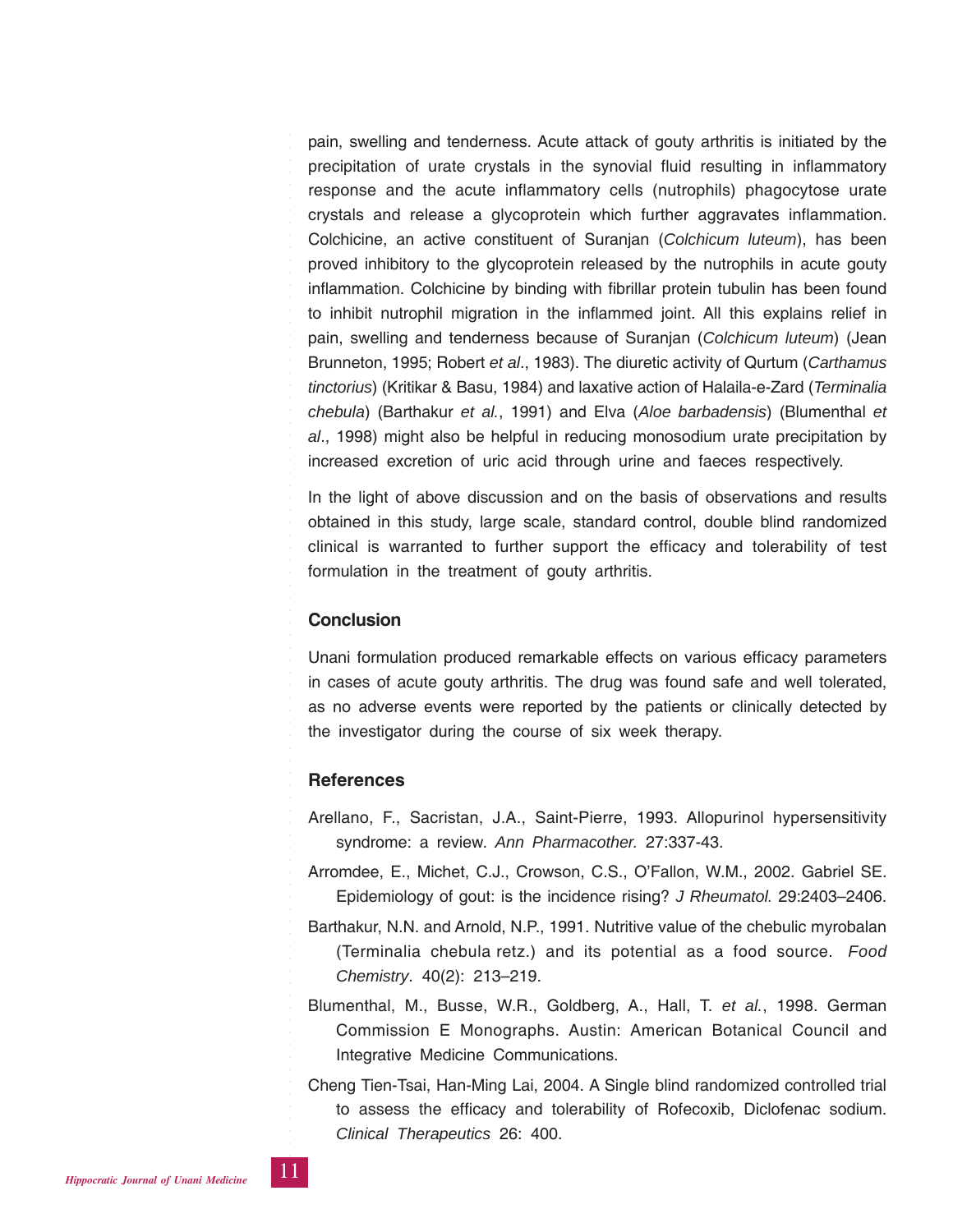pain, swelling and tenderness. Acute attack of gouty arthritis is initiated by the precipitation of urate crystals in the synovial fluid resulting in inflammatory response and the acute inflammatory cells (nutrophils) phagocytose urate crystals and release a glycoprotein which further aggravates inflammation. Colchicine, an active constituent of Suranjan (*Colchicum luteum*), has been proved inhibitory to the glycoprotein released by the nutrophils in acute gouty inflammation. Colchicine by binding with fibrillar protein tubulin has been found to inhibit nutrophil migration in the inflammed joint. All this explains relief in pain, swelling and tenderness because of Suranjan (*Colchicum luteum*) (Jean Brunneton, 1995; Robert *et al*., 1983). The diuretic activity of Qurtum (*Carthamus tinctorius*) (Kritikar & Basu, 1984) and laxative action of Halaila-e-Zard (*Terminalia chebula*) (Barthakur *et al.*, 1991) and Elva (*Aloe barbadensis*) (Blumenthal *et al*., 1998) might also be helpful in reducing monosodium urate precipitation by increased excretion of uric acid through urine and faeces respectively.

In the light of above discussion and on the basis of observations and results obtained in this study, large scale, standard control, double blind randomized clinical is warranted to further support the efficacy and tolerability of test formulation in the treatment of gouty arthritis.

## Conclusion

Unani formulation produced remarkable effects on various efficacy parameters in cases of acute gouty arthritis. The drug was found safe and well tolerated, as no adverse events were reported by the patients or clinically detected by the investigator during the course of six week therapy.

## References

Arellano, F., Sacristan, J.A., Saint-Pierre, 1993. Allopurinol hypersensitivity syndrome: a review. *Ann Pharmacother.* 27:337-43.

Arromdee, E., Michet, C.J., Crowson, C.S., O'Fallon, W.M., 2002. Gabriel SE. Epidemiology of gout: is the incidence rising? *J Rheumatol.* 29:2403–2406.

Barthakur, N.N. and Arnold, N.P., 1991. Nutritive value of the chebulic myrobalan (Terminalia chebula retz.) and its potential as a food source. *Food Chemistry*. 40(2): 213–219.

Blumenthal, M., Busse, W.R., Goldberg, A., Hall, T. *et al.*, 1998. German Commission E Monographs. Austin: American Botanical Council and Integrative Medicine Communications.

Cheng Tien-Tsai, Han-Ming Lai, 2004. A Single blind randomized controlled trial to assess the efficacy and tolerability of Rofecoxib, Diclofenac sodium. *Clinical Therapeutics* 26: 400.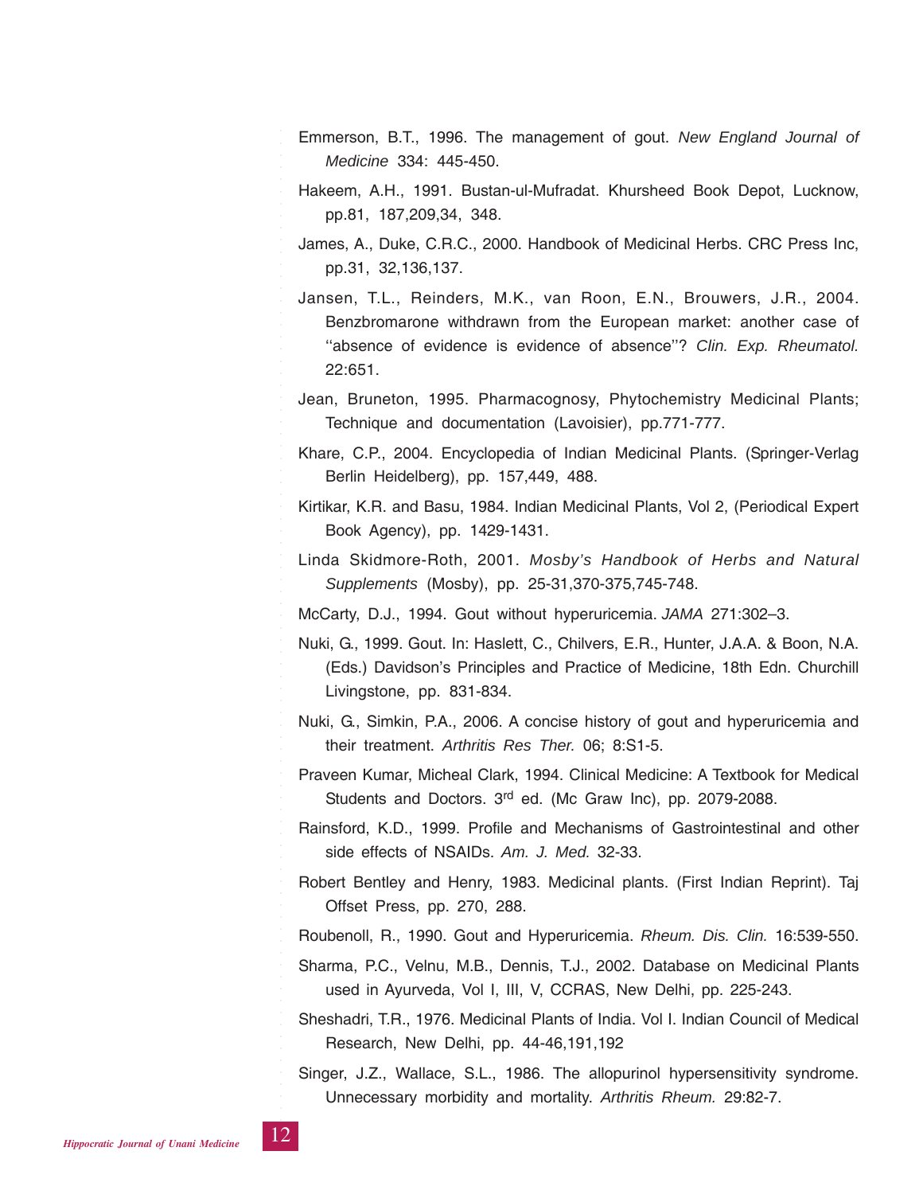Emmerson, B.T., 1996. The management of gout. *New England Journal of Medicine* 334: 445-450.

Hakeem, A.H., 1991. Bustan-ul-Mufradat. Khursheed Book Depot, Lucknow, pp.81, 187,209,34, 348.

James, A., Duke, C.R.C., 2000. Handbook of Medicinal Herbs. CRC Press Inc, pp.31, 32,136,137.

Jansen, T.L., Reinders, M.K., van Roon, E.N., Brouwers, J.R., 2004. Benzbromarone withdrawn from the European market: another case of "absence of evidence is evidence of absence"? *Clin. Exp. Rheumatol.* 22:651.

Jean, Bruneton, 1995. Pharmacognosy, Phytochemistry Medicinal Plants; Technique and documentation (Lavoisier), pp.771-777.

Khare, C.P., 2004. Encyclopedia of Indian Medicinal Plants. (Springer-Verlag Berlin Heidelberg), pp. 157,449, 488.

Kirtikar, K.R. and Basu, 1984. Indian Medicinal Plants, Vol 2, (Periodical Expert Book Agency), pp. 1429-1431.

Linda Skidmore-Roth, 2001. *Mosby's Handbook of Herbs and Natural Supplements* (Mosby), pp. 25-31,370-375,745-748.

McCarty, D.J., 1994. Gout without hyperuricemia. *JAMA* 271:302–3.

Nuki, G., 1999. Gout. In: Haslett, C., Chilvers, E.R., Hunter, J.A.A. & Boon, N.A. (Eds.) Davidson's Principles and Practice of Medicine, 18th Edn. Churchill Livingstone, pp. 831-834.

Nuki, G., Simkin, P.A., 2006. A concise history of gout and hyperuricemia and their treatment. *Arthritis Res Ther.* 06; 8:S1-5.

Praveen Kumar, Micheal Clark, 1994. Clinical Medicine: A Textbook for Medical Students and Doctors. 3rd ed. (Mc Graw Inc), pp. 2079-2088.

Rainsford, K.D., 1999. Profile and Mechanisms of Gastrointestinal and other side effects of NSAIDs. *Am. J. Med.* 32-33.

Robert Bentley and Henry, 1983. Medicinal plants. (First Indian Reprint). Taj Offset Press, pp. 270, 288.

Roubenoll, R., 1990. Gout and Hyperuricemia. *Rheum. Dis. Clin.* 16:539-550.

Sharma, P.C., Velnu, M.B., Dennis, T.J., 2002. Database on Medicinal Plants used in Ayurveda, Vol I, III, V, CCRAS, New Delhi, pp. 225-243.

Sheshadri, T.R., 1976. Medicinal Plants of India. Vol I. Indian Council of Medical Research, New Delhi, pp. 44-46,191,192

Singer, J.Z., Wallace, S.L., 1986. The allopurinol hypersensitivity syndrome. Unnecessary morbidity and mortality. *Arthritis Rheum.* 29:82-7.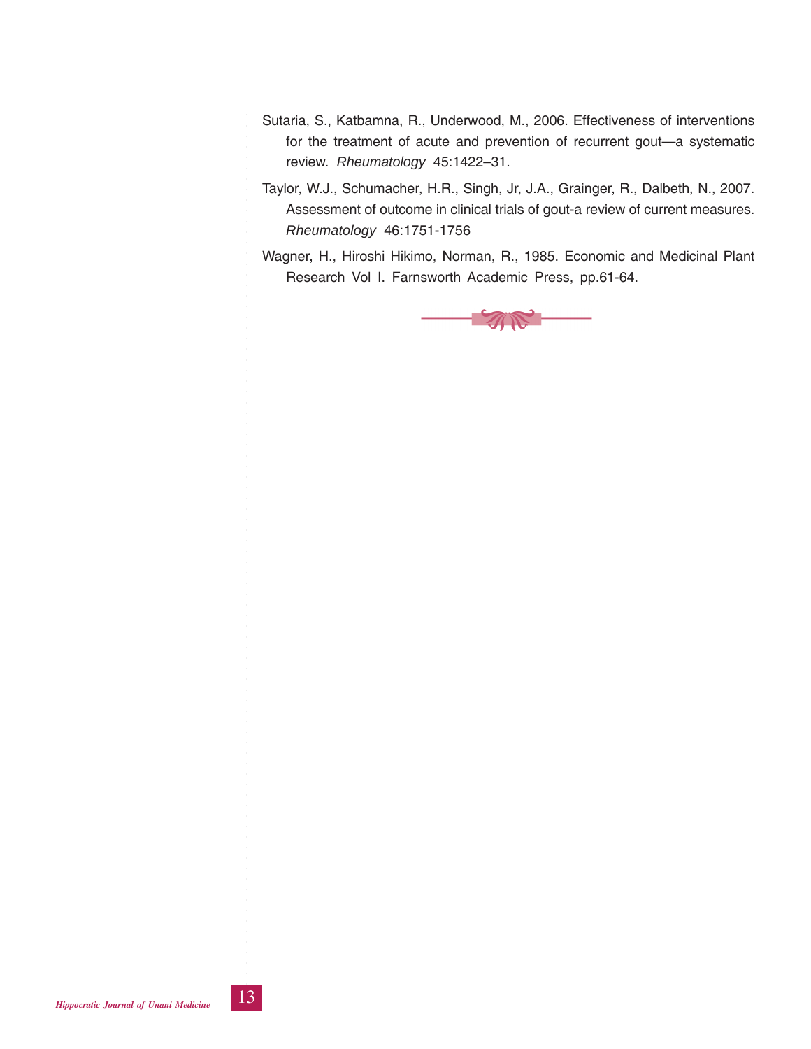Sutaria, S., Katbamna, R., Underwood, M., 2006. Effectiveness of interventions for the treatment of acute and prevention of recurrent gout—a systematic review. *Rheumatology* 45:1422–31.

Taylor, W.J., Schumacher, H.R., Singh, Jr, J.A., Grainger, R., Dalbeth, N., 2007. Assessment of outcome in clinical trials of gout-a review of current measures. *Rheumatology* 46:1751-1756

Wagner, H., Hiroshi Hikimo, Norman, R., 1985. Economic and Medicinal Plant Research Vol I. Farnsworth Academic Press, pp.61-64.